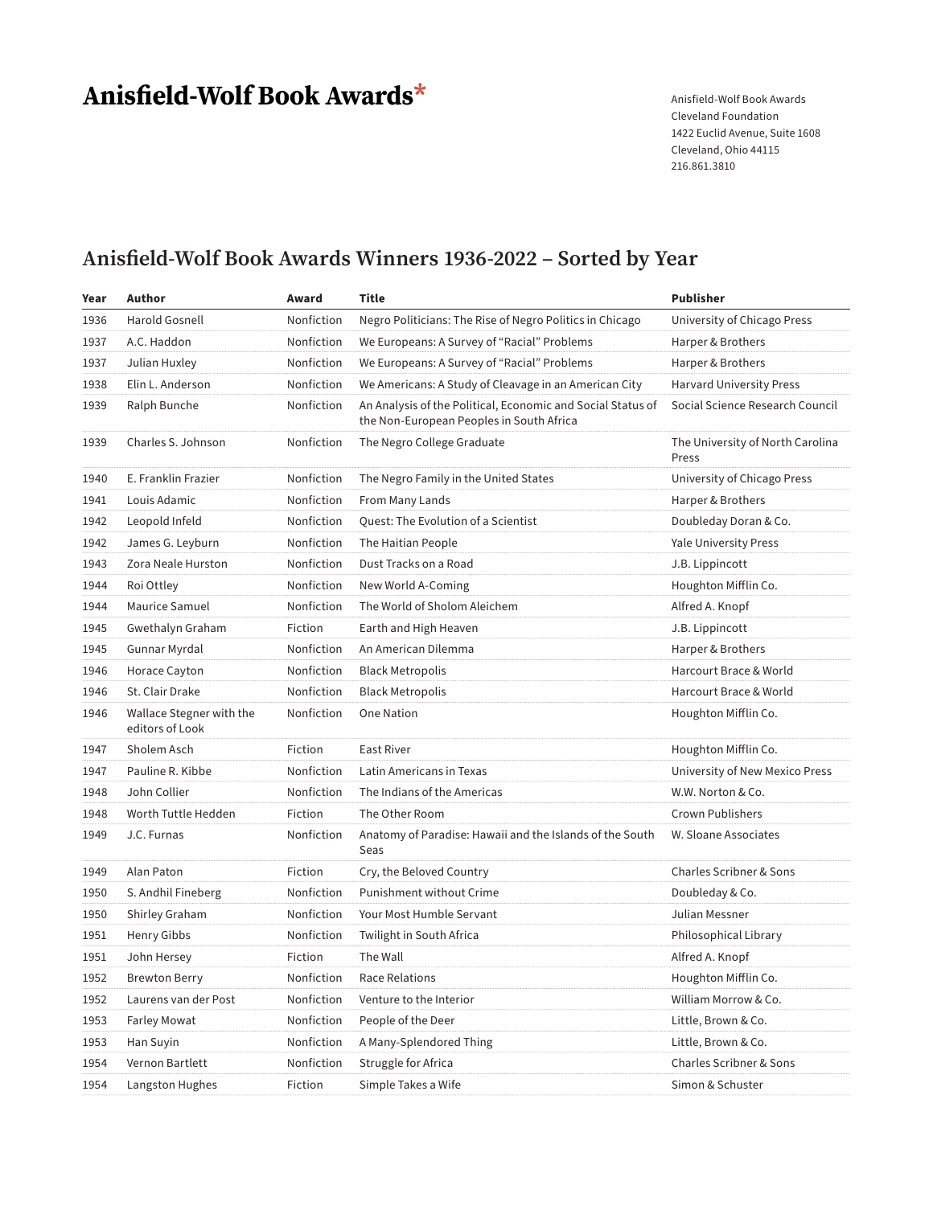# Anisfield-Wolf Book Awards*

Anisfield-Wolf Book Awards
Cleveland Foundation
1422 Euclid Avenue, Suite 1608
Cleveland, Ohio 44115
216.861.3810

## Anisfield-Wolf Book Awards Winners 1936-2022 – Sorted by Year

| Year | Author | Award | Title | Publisher |
|---|---|---|---|---|
| 1936 | Harold Gosnell | Nonfiction | Negro Politicians: The Rise of Negro Politics in Chicago | University of Chicago Press |
| 1937 | A.C. Haddon | Nonfiction | We Europeans: A Survey of "Racial" Problems | Harper & Brothers |
| 1937 | Julian Huxley | Nonfiction | We Europeans: A Survey of "Racial" Problems | Harper & Brothers |
| 1938 | Elin L. Anderson | Nonfiction | We Americans: A Study of Cleavage in an American City | Harvard University Press |
| 1939 | Ralph Bunche | Nonfiction | An Analysis of the Political, Economic and Social Status of the Non-European Peoples in South Africa | Social Science Research Council |
| 1939 | Charles S. Johnson | Nonfiction | The Negro College Graduate | The University of North Carolina Press |
| 1940 | E. Franklin Frazier | Nonfiction | The Negro Family in the United States | University of Chicago Press |
| 1941 | Louis Adamic | Nonfiction | From Many Lands | Harper & Brothers |
| 1942 | Leopold Infeld | Nonfiction | Quest: The Evolution of a Scientist | Doubleday Doran & Co. |
| 1942 | James G. Leyburn | Nonfiction | The Haitian People | Yale University Press |
| 1943 | Zora Neale Hurston | Nonfiction | Dust Tracks on a Road | J.B. Lippincott |
| 1944 | Roi Ottley | Nonfiction | New World A-Coming | Houghton Mifflin Co. |
| 1944 | Maurice Samuel | Nonfiction | The World of Sholom Aleichem | Alfred A. Knopf |
| 1945 | Gwethalyn Graham | Fiction | Earth and High Heaven | J.B. Lippincott |
| 1945 | Gunnar Myrdal | Nonfiction | An American Dilemma | Harper & Brothers |
| 1946 | Horace Cayton | Nonfiction | Black Metropolis | Harcourt Brace & World |
| 1946 | St. Clair Drake | Nonfiction | Black Metropolis | Harcourt Brace & World |
| 1946 | Wallace Stegner with the editors of Look | Nonfiction | One Nation | Houghton Mifflin Co. |
| 1947 | Sholem Asch | Fiction | East River | Houghton Mifflin Co. |
| 1947 | Pauline R. Kibbe | Nonfiction | Latin Americans in Texas | University of New Mexico Press |
| 1948 | John Collier | Nonfiction | The Indians of the Americas | W.W. Norton & Co. |
| 1948 | Worth Tuttle Hedden | Fiction | The Other Room | Crown Publishers |
| 1949 | J.C. Furnas | Nonfiction | Anatomy of Paradise: Hawaii and the Islands of the South Seas | W. Sloane Associates |
| 1949 | Alan Paton | Fiction | Cry, the Beloved Country | Charles Scribner & Sons |
| 1950 | S. Andhil Fineberg | Nonfiction | Punishment without Crime | Doubleday & Co. |
| 1950 | Shirley Graham | Nonfiction | Your Most Humble Servant | Julian Messner |
| 1951 | Henry Gibbs | Nonfiction | Twilight in South Africa | Philosophical Library |
| 1951 | John Hersey | Fiction | The Wall | Alfred A. Knopf |
| 1952 | Brewton Berry | Nonfiction | Race Relations | Houghton Mifflin Co. |
| 1952 | Laurens van der Post | Nonfiction | Venture to the Interior | William Morrow & Co. |
| 1953 | Farley Mowat | Nonfiction | People of the Deer | Little, Brown & Co. |
| 1953 | Han Suyin | Nonfiction | A Many-Splendored Thing | Little, Brown & Co. |
| 1954 | Vernon Bartlett | Nonfiction | Struggle for Africa | Charles Scribner & Sons |
| 1954 | Langston Hughes | Fiction | Simple Takes a Wife | Simon & Schuster |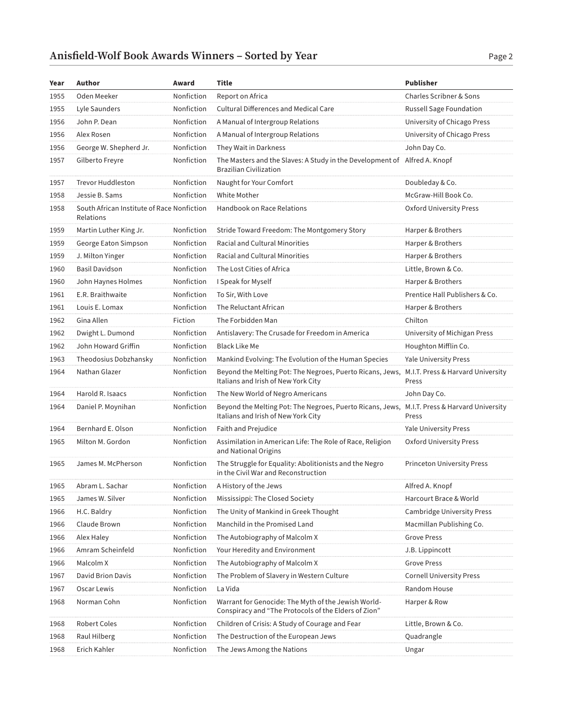| Year | Author | Award | Title | Publisher |
|---|---|---|---|---|
| 1955 | Oden Meeker | Nonfiction | Report on Africa | Charles Scribner & Sons |
| 1955 | Lyle Saunders | Nonfiction | Cultural Differences and Medical Care | Russell Sage Foundation |
| 1956 | John P. Dean | Nonfiction | A Manual of Intergroup Relations | University of Chicago Press |
| 1956 | Alex Rosen | Nonfiction | A Manual of Intergroup Relations | University of Chicago Press |
| 1956 | George W. Shepherd Jr. | Nonfiction | They Wait in Darkness | John Day Co. |
| 1957 | Gilberto Freyre | Nonfiction | The Masters and the Slaves: A Study in the Development of Brazilian Civilization | Alfred A. Knopf |
| 1957 | Trevor Huddleston | Nonfiction | Naught for Your Comfort | Doubleday & Co. |
| 1958 | Jessie B. Sams | Nonfiction | White Mother | McGraw-Hill Book Co. |
| 1958 | South African Institute of Race Relations | Nonfiction | Handbook on Race Relations | Oxford University Press |
| 1959 | Martin Luther King Jr. | Nonfiction | Stride Toward Freedom: The Montgomery Story | Harper & Brothers |
| 1959 | George Eaton Simpson | Nonfiction | Racial and Cultural Minorities | Harper & Brothers |
| 1959 | J. Milton Yinger | Nonfiction | Racial and Cultural Minorities | Harper & Brothers |
| 1960 | Basil Davidson | Nonfiction | The Lost Cities of Africa | Little, Brown & Co. |
| 1960 | John Haynes Holmes | Nonfiction | I Speak for Myself | Harper & Brothers |
| 1961 | E.R. Braithwaite | Nonfiction | To Sir, With Love | Prentice Hall Publishers & Co. |
| 1961 | Louis E. Lomax | Nonfiction | The Reluctant African | Harper & Brothers |
| 1962 | Gina Allen | Fiction | The Forbidden Man | Chilton |
| 1962 | Dwight L. Dumond | Nonfiction | Antislavery: The Crusade for Freedom in America | University of Michigan Press |
| 1962 | John Howard Griffin | Nonfiction | Black Like Me | Houghton Mifflin Co. |
| 1963 | Theodosius Dobzhansky | Nonfiction | Mankind Evolving: The Evolution of the Human Species | Yale University Press |
| 1964 | Nathan Glazer | Nonfiction | Beyond the Melting Pot: The Negroes, Puerto Ricans, Jews, Italians and Irish of New York City | M.I.T. Press & Harvard University Press |
| 1964 | Harold R. Isaacs | Nonfiction | The New World of Negro Americans | John Day Co. |
| 1964 | Daniel P. Moynihan | Nonfiction | Beyond the Melting Pot: The Negroes, Puerto Ricans, Jews, Italians and Irish of New York City | M.I.T. Press & Harvard University Press |
| 1964 | Bernhard E. Olson | Nonfiction | Faith and Prejudice | Yale University Press |
| 1965 | Milton M. Gordon | Nonfiction | Assimilation in American Life: The Role of Race, Religion and National Origins | Oxford University Press |
| 1965 | James M. McPherson | Nonfiction | The Struggle for Equality: Abolitionists and the Negro in the Civil War and Reconstruction | Princeton University Press |
| 1965 | Abram L. Sachar | Nonfiction | A History of the Jews | Alfred A. Knopf |
| 1965 | James W. Silver | Nonfiction | Mississippi: The Closed Society | Harcourt Brace & World |
| 1966 | H.C. Baldry | Nonfiction | The Unity of Mankind in Greek Thought | Cambridge University Press |
| 1966 | Claude Brown | Nonfiction | Manchild in the Promised Land | Macmillan Publishing Co. |
| 1966 | Alex Haley | Nonfiction | The Autobiography of Malcolm X | Grove Press |
| 1966 | Amram Scheinfeld | Nonfiction | Your Heredity and Environment | J.B. Lippincott |
| 1966 | Malcolm X | Nonfiction | The Autobiography of Malcolm X | Grove Press |
| 1967 | David Brion Davis | Nonfiction | The Problem of Slavery in Western Culture | Cornell University Press |
| 1967 | Oscar Lewis | Nonfiction | La Vida | Random House |
| 1968 | Norman Cohn | Nonfiction | Warrant for Genocide: The Myth of the Jewish World-Conspiracy and "The Protocols of the Elders of Zion" | Harper & Row |
| 1968 | Robert Coles | Nonfiction | Children of Crisis: A Study of Courage and Fear | Little, Brown & Co. |
| 1968 | Raul Hilberg | Nonfiction | The Destruction of the European Jews | Quadrangle |
| 1968 | Erich Kahler | Nonfiction | The Jews Among the Nations | Ungar |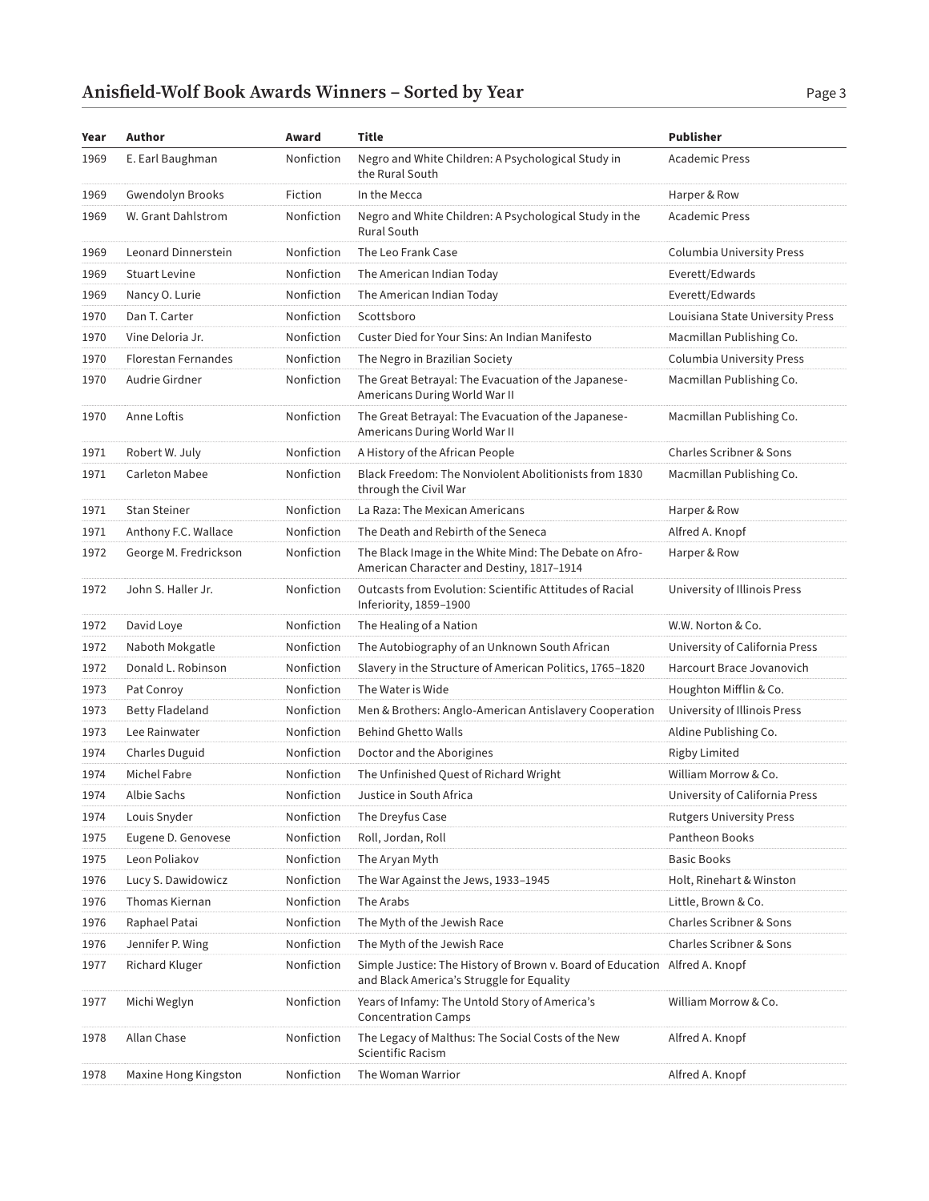| Year | Author | Award | Title | Publisher |
|---|---|---|---|---|
| 1969 | E. Earl Baughman | Nonfiction | Negro and White Children: A Psychological Study in the Rural South | Academic Press |
| 1969 | Gwendolyn Brooks | Fiction | In the Mecca | Harper & Row |
| 1969 | W. Grant Dahlstrom | Nonfiction | Negro and White Children: A Psychological Study in the Rural South | Academic Press |
| 1969 | Leonard Dinnerstein | Nonfiction | The Leo Frank Case | Columbia University Press |
| 1969 | Stuart Levine | Nonfiction | The American Indian Today | Everett/Edwards |
| 1969 | Nancy O. Lurie | Nonfiction | The American Indian Today | Everett/Edwards |
| 1970 | Dan T. Carter | Nonfiction | Scottsboro | Louisiana State University Press |
| 1970 | Vine Deloria Jr. | Nonfiction | Custer Died for Your Sins: An Indian Manifesto | Macmillan Publishing Co. |
| 1970 | Florestan Fernandes | Nonfiction | The Negro in Brazilian Society | Columbia University Press |
| 1970 | Audrie Girdner | Nonfiction | The Great Betrayal: The Evacuation of the Japanese-Americans During World War II | Macmillan Publishing Co. |
| 1970 | Anne Loftis | Nonfiction | The Great Betrayal: The Evacuation of the Japanese-Americans During World War II | Macmillan Publishing Co. |
| 1971 | Robert W. July | Nonfiction | A History of the African People | Charles Scribner & Sons |
| 1971 | Carleton Mabee | Nonfiction | Black Freedom: The Nonviolent Abolitionists from 1830 through the Civil War | Macmillan Publishing Co. |
| 1971 | Stan Steiner | Nonfiction | La Raza: The Mexican Americans | Harper & Row |
| 1971 | Anthony F.C. Wallace | Nonfiction | The Death and Rebirth of the Seneca | Alfred A. Knopf |
| 1972 | George M. Fredrickson | Nonfiction | The Black Image in the White Mind: The Debate on Afro-American Character and Destiny, 1817–1914 | Harper & Row |
| 1972 | John S. Haller Jr. | Nonfiction | Outcasts from Evolution: Scientific Attitudes of Racial Inferiority, 1859–1900 | University of Illinois Press |
| 1972 | David Loye | Nonfiction | The Healing of a Nation | W.W. Norton & Co. |
| 1972 | Naboth Mokgatle | Nonfiction | The Autobiography of an Unknown South African | University of California Press |
| 1972 | Donald L. Robinson | Nonfiction | Slavery in the Structure of American Politics, 1765–1820 | Harcourt Brace Jovanovich |
| 1973 | Pat Conroy | Nonfiction | The Water is Wide | Houghton Mifflin & Co. |
| 1973 | Betty Fladeland | Nonfiction | Men & Brothers: Anglo-American Antislavery Cooperation | University of Illinois Press |
| 1973 | Lee Rainwater | Nonfiction | Behind Ghetto Walls | Aldine Publishing Co. |
| 1974 | Charles Duguid | Nonfiction | Doctor and the Aborigines | Rigby Limited |
| 1974 | Michel Fabre | Nonfiction | The Unfinished Quest of Richard Wright | William Morrow & Co. |
| 1974 | Albie Sachs | Nonfiction | Justice in South Africa | University of California Press |
| 1974 | Louis Snyder | Nonfiction | The Dreyfus Case | Rutgers University Press |
| 1975 | Eugene D. Genovese | Nonfiction | Roll, Jordan, Roll | Pantheon Books |
| 1975 | Leon Poliakov | Nonfiction | The Aryan Myth | Basic Books |
| 1976 | Lucy S. Dawidowicz | Nonfiction | The War Against the Jews, 1933–1945 | Holt, Rinehart & Winston |
| 1976 | Thomas Kiernan | Nonfiction | The Arabs | Little, Brown & Co. |
| 1976 | Raphael Patai | Nonfiction | The Myth of the Jewish Race | Charles Scribner & Sons |
| 1976 | Jennifer P. Wing | Nonfiction | The Myth of the Jewish Race | Charles Scribner & Sons |
| 1977 | Richard Kluger | Nonfiction | Simple Justice: The History of Brown v. Board of Education and Black America's Struggle for Equality | Alfred A. Knopf |
| 1977 | Michi Weglyn | Nonfiction | Years of Infamy: The Untold Story of America's Concentration Camps | William Morrow & Co. |
| 1978 | Allan Chase | Nonfiction | The Legacy of Malthus: The Social Costs of the New Scientific Racism | Alfred A. Knopf |
| 1978 | Maxine Hong Kingston | Nonfiction | The Woman Warrior | Alfred A. Knopf |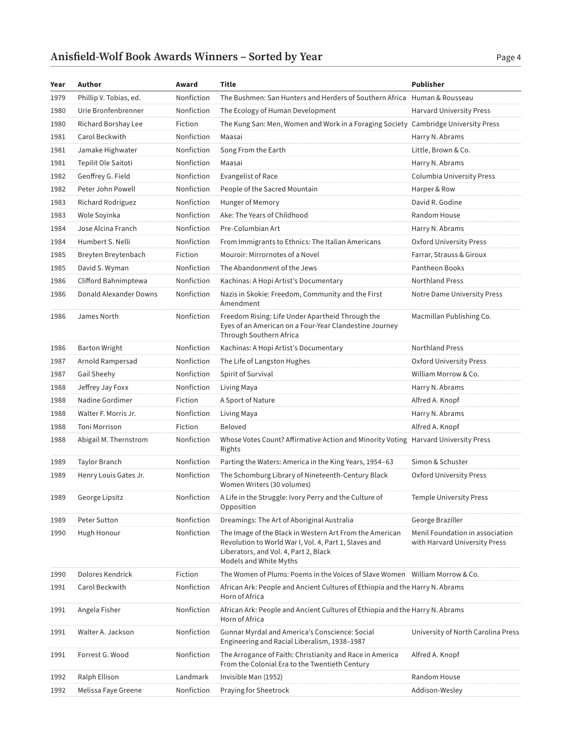| Year | Author | Award | Title | Publisher |
|---|---|---|---|---|
| 1979 | Phillip V. Tobias, ed. | Nonfiction | The Bushmen: San Hunters and Herders of Southern Africa | Human & Rousseau |
| 1980 | Urie Bronfenbrenner | Nonfiction | The Ecology of Human Development | Harvard University Press |
| 1980 | Richard Borshay Lee | Fiction | The Kung San: Men, Women and Work in a Foraging Society | Cambridge University Press |
| 1981 | Carol Beckwith | Nonfiction | Maasai | Harry N. Abrams |
| 1981 | Jamake Highwater | Nonfiction | Song From the Earth | Little, Brown & Co. |
| 1981 | Tepilit Ole Saitoti | Nonfiction | Maasai | Harry N. Abrams |
| 1982 | Geoffrey G. Field | Nonfiction | Evangelist of Race | Columbia University Press |
| 1982 | Peter John Powell | Nonfiction | People of the Sacred Mountain | Harper & Row |
| 1983 | Richard Rodriguez | Nonfiction | Hunger of Memory | David R. Godine |
| 1983 | Wole Soyinka | Nonfiction | Ake: The Years of Childhood | Random House |
| 1984 | Jose Alcina Franch | Nonfiction | Pre-Columbian Art | Harry N. Abrams |
| 1984 | Humbert S. Nelli | Nonfiction | From Immigrants to Ethnics: The Italian Americans | Oxford University Press |
| 1985 | Breyten Breytenbach | Fiction | Mouroir: Mirrornotes of a Novel | Farrar, Strauss & Giroux |
| 1985 | David S. Wyman | Nonfiction | The Abandonment of the Jews | Pantheon Books |
| 1986 | Clifford Bahnimptewa | Nonfiction | Kachinas: A Hopi Artist's Documentary | Northland Press |
| 1986 | Donald Alexander Downs | Nonfiction | Nazis in Skokie: Freedom, Community and the First Amendment | Notre Dame University Press |
| 1986 | James North | Nonfiction | Freedom Rising: Life Under Apartheid Through the Eyes of an American on a Four-Year Clandestine Journey Through Southern Africa | Macmillan Publishing Co. |
| 1986 | Barton Wright | Nonfiction | Kachinas: A Hopi Artist's Documentary | Northland Press |
| 1987 | Arnold Rampersad | Nonfiction | The Life of Langston Hughes | Oxford University Press |
| 1987 | Gail Sheehy | Nonfiction | Spirit of Survival | William Morrow & Co. |
| 1988 | Jeffrey Jay Foxx | Nonfiction | Living Maya | Harry N. Abrams |
| 1988 | Nadine Gordimer | Fiction | A Sport of Nature | Alfred A. Knopf |
| 1988 | Walter F. Morris Jr. | Nonfiction | Living Maya | Harry N. Abrams |
| 1988 | Toni Morrison | Fiction | Beloved | Alfred A. Knopf |
| 1988 | Abigail M. Thernstrom | Nonfiction | Whose Votes Count? Affirmative Action and Minority Voting Rights | Harvard University Press |
| 1989 | Taylor Branch | Nonfiction | Parting the Waters: America in the King Years, 1954–63 | Simon & Schuster |
| 1989 | Henry Louis Gates Jr. | Nonfiction | The Schomburg Library of Nineteenth-Century Black Women Writers (30 volumes) | Oxford University Press |
| 1989 | George Lipsitz | Nonfiction | A Life in the Struggle: Ivory Perry and the Culture of Opposition | Temple University Press |
| 1989 | Peter Sutton | Nonfiction | Dreamings: The Art of Aboriginal Australia | George Braziller |
| 1990 | Hugh Honour | Nonfiction | The Image of the Black in Western Art From the American Revolution to World War I, Vol. 4, Part 1, Slaves and Liberators, and Vol. 4, Part 2, Black Models and White Myths | Menil Foundation in association with Harvard University Press |
| 1990 | Dolores Kendrick | Fiction | The Women of Plums: Poems in the Voices of Slave Women | William Morrow & Co. |
| 1991 | Carol Beckwith | Nonfiction | African Ark: People and Ancient Cultures of Ethiopia and the Horn of Africa | Harry N. Abrams |
| 1991 | Angela Fisher | Nonfiction | African Ark: People and Ancient Cultures of Ethiopia and the Horn of Africa | Harry N. Abrams |
| 1991 | Walter A. Jackson | Nonfiction | Gunnar Myrdal and America's Conscience: Social Engineering and Racial Liberalism, 1938–1987 | University of North Carolina Press |
| 1991 | Forrest G. Wood | Nonfiction | The Arrogance of Faith: Christianity and Race in America From the Colonial Era to the Twentieth Century | Alfred A. Knopf |
| 1992 | Ralph Ellison | Landmark | Invisible Man (1952) | Random House |
| 1992 | Melissa Faye Greene | Nonfiction | Praying for Sheetrock | Addison-Wesley |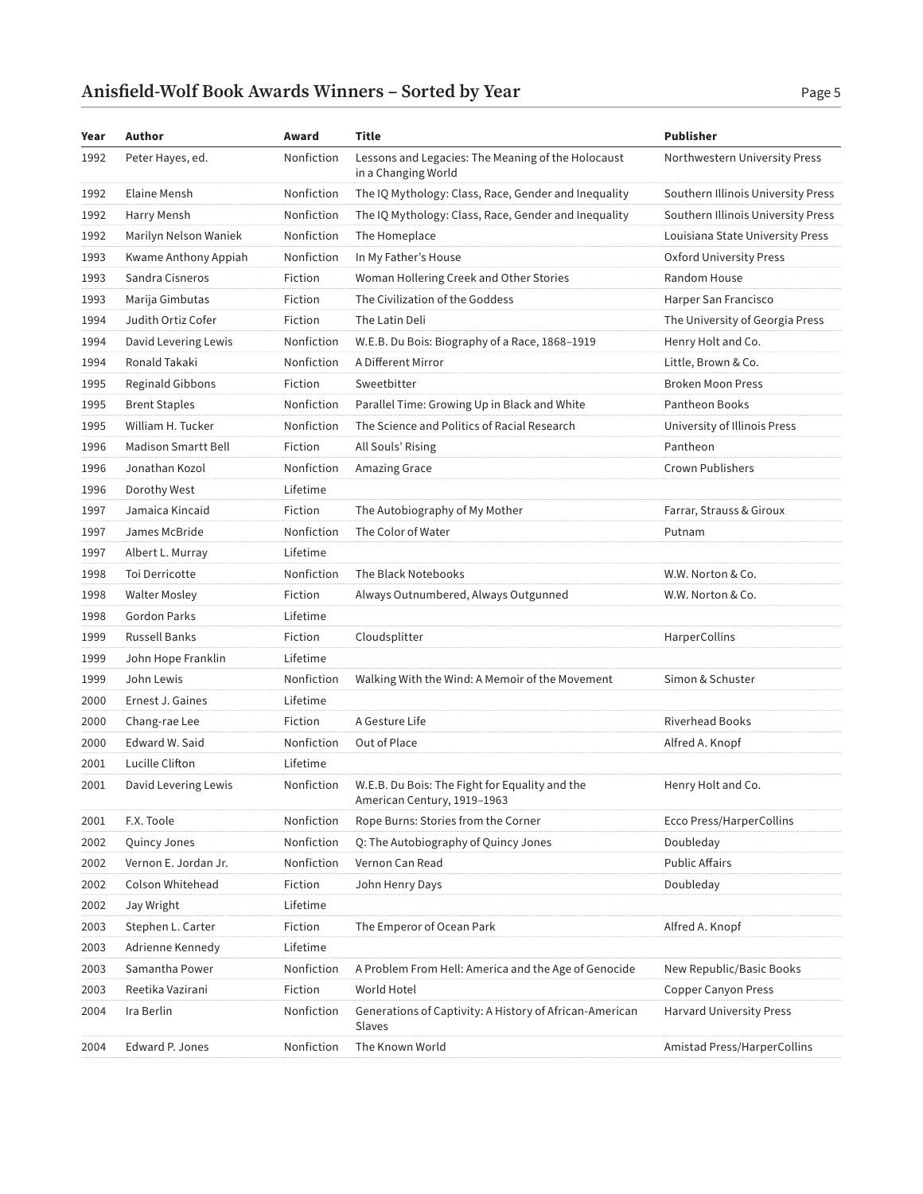| Year | Author | Award | Title | Publisher |
|---|---|---|---|---|
| 1992 | Peter Hayes, ed. | Nonfiction | Lessons and Legacies: The Meaning of the Holocaust in a Changing World | Northwestern University Press |
| 1992 | Elaine Mensh | Nonfiction | The IQ Mythology: Class, Race, Gender and Inequality | Southern Illinois University Press |
| 1992 | Harry Mensh | Nonfiction | The IQ Mythology: Class, Race, Gender and Inequality | Southern Illinois University Press |
| 1992 | Marilyn Nelson Waniek | Nonfiction | The Homeplace | Louisiana State University Press |
| 1993 | Kwame Anthony Appiah | Nonfiction | In My Father's House | Oxford University Press |
| 1993 | Sandra Cisneros | Fiction | Woman Hollering Creek and Other Stories | Random House |
| 1993 | Marija Gimbutas | Fiction | The Civilization of the Goddess | Harper San Francisco |
| 1994 | Judith Ortiz Cofer | Fiction | The Latin Deli | The University of Georgia Press |
| 1994 | David Levering Lewis | Nonfiction | W.E.B. Du Bois: Biography of a Race, 1868–1919 | Henry Holt and Co. |
| 1994 | Ronald Takaki | Nonfiction | A Different Mirror | Little, Brown & Co. |
| 1995 | Reginald Gibbons | Fiction | Sweetbitter | Broken Moon Press |
| 1995 | Brent Staples | Nonfiction | Parallel Time: Growing Up in Black and White | Pantheon Books |
| 1995 | William H. Tucker | Nonfiction | The Science and Politics of Racial Research | University of Illinois Press |
| 1996 | Madison Smartt Bell | Fiction | All Souls' Rising | Pantheon |
| 1996 | Jonathan Kozol | Nonfiction | Amazing Grace | Crown Publishers |
| 1996 | Dorothy West | Lifetime | | |
| 1997 | Jamaica Kincaid | Fiction | The Autobiography of My Mother | Farrar, Strauss & Giroux |
| 1997 | James McBride | Nonfiction | The Color of Water | Putnam |
| 1997 | Albert L. Murray | Lifetime | | |
| 1998 | Toi Derricotte | Nonfiction | The Black Notebooks | W.W. Norton & Co. |
| 1998 | Walter Mosley | Fiction | Always Outnumbered, Always Outgunned | W.W. Norton & Co. |
| 1998 | Gordon Parks | Lifetime | | |
| 1999 | Russell Banks | Fiction | Cloudsplitter | HarperCollins |
| 1999 | John Hope Franklin | Lifetime | | |
| 1999 | John Lewis | Nonfiction | Walking With the Wind: A Memoir of the Movement | Simon & Schuster |
| 2000 | Ernest J. Gaines | Lifetime | | |
| 2000 | Chang-rae Lee | Fiction | A Gesture Life | Riverhead Books |
| 2000 | Edward W. Said | Nonfiction | Out of Place | Alfred A. Knopf |
| 2001 | Lucille Clifton | Lifetime | | |
| 2001 | David Levering Lewis | Nonfiction | W.E.B. Du Bois: The Fight for Equality and the American Century, 1919–1963 | Henry Holt and Co. |
| 2001 | F.X. Toole | Nonfiction | Rope Burns: Stories from the Corner | Ecco Press/HarperCollins |
| 2002 | Quincy Jones | Nonfiction | Q: The Autobiography of Quincy Jones | Doubleday |
| 2002 | Vernon E. Jordan Jr. | Nonfiction | Vernon Can Read | Public Affairs |
| 2002 | Colson Whitehead | Fiction | John Henry Days | Doubleday |
| 2002 | Jay Wright | Lifetime | | |
| 2003 | Stephen L. Carter | Fiction | The Emperor of Ocean Park | Alfred A. Knopf |
| 2003 | Adrienne Kennedy | Lifetime | | |
| 2003 | Samantha Power | Nonfiction | A Problem From Hell: America and the Age of Genocide | New Republic/Basic Books |
| 2003 | Reetika Vazirani | Fiction | World Hotel | Copper Canyon Press |
| 2004 | Ira Berlin | Nonfiction | Generations of Captivity: A History of African-American Slaves | Harvard University Press |
| 2004 | Edward P. Jones | Nonfiction | The Known World | Amistad Press/HarperCollins |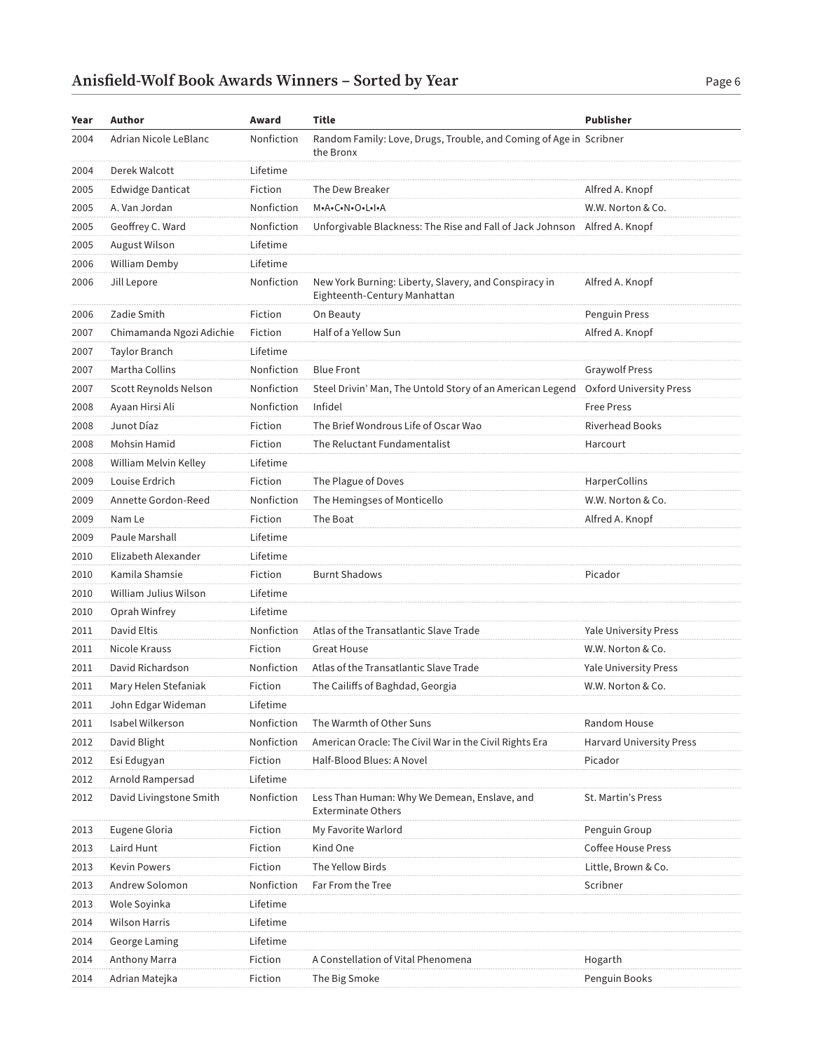## Anisfield-Wolf Book Awards Winners – Sorted by Year

| Year | Author | Award | Title | Publisher |
|---|---|---|---|---|
| 2004 | Adrian Nicole LeBlanc | Nonfiction | Random Family: Love, Drugs, Trouble, and Coming of Age in the Bronx | Scribner |
| 2004 | Derek Walcott | Lifetime | | |
| 2005 | Edwidge Danticat | Fiction | The Dew Breaker | Alfred A. Knopf |
| 2005 | A. Van Jordan | Nonfiction | M•A•C•N•O•L•I•A | W.W. Norton & Co. |
| 2005 | Geoffrey C. Ward | Nonfiction | Unforgivable Blackness: The Rise and Fall of Jack Johnson | Alfred A. Knopf |
| 2005 | August Wilson | Lifetime | | |
| 2006 | William Demby | Lifetime | | |
| 2006 | Jill Lepore | Nonfiction | New York Burning: Liberty, Slavery, and Conspiracy in Eighteenth-Century Manhattan | Alfred A. Knopf |
| 2006 | Zadie Smith | Fiction | On Beauty | Penguin Press |
| 2007 | Chimamanda Ngozi Adichie | Fiction | Half of a Yellow Sun | Alfred A. Knopf |
| 2007 | Taylor Branch | Lifetime | | |
| 2007 | Martha Collins | Nonfiction | Blue Front | Graywolf Press |
| 2007 | Scott Reynolds Nelson | Nonfiction | Steel Drivin' Man, The Untold Story of an American Legend | Oxford University Press |
| 2008 | Ayaan Hirsi Ali | Nonfiction | Infidel | Free Press |
| 2008 | Junot Díaz | Fiction | The Brief Wondrous Life of Oscar Wao | Riverhead Books |
| 2008 | Mohsin Hamid | Fiction | The Reluctant Fundamentalist | Harcourt |
| 2008 | William Melvin Kelley | Lifetime | | |
| 2009 | Louise Erdrich | Fiction | The Plague of Doves | HarperCollins |
| 2009 | Annette Gordon-Reed | Nonfiction | The Hemingses of Monticello | W.W. Norton & Co. |
| 2009 | Nam Le | Fiction | The Boat | Alfred A. Knopf |
| 2009 | Paule Marshall | Lifetime | | |
| 2010 | Elizabeth Alexander | Lifetime | | |
| 2010 | Kamila Shamsie | Fiction | Burnt Shadows | Picador |
| 2010 | William Julius Wilson | Lifetime | | |
| 2010 | Oprah Winfrey | Lifetime | | |
| 2011 | David Eltis | Nonfiction | Atlas of the Transatlantic Slave Trade | Yale University Press |
| 2011 | Nicole Krauss | Fiction | Great House | W.W. Norton & Co. |
| 2011 | David Richardson | Nonfiction | Atlas of the Transatlantic Slave Trade | Yale University Press |
| 2011 | Mary Helen Stefaniak | Fiction | The Cailiffs of Baghdad, Georgia | W.W. Norton & Co. |
| 2011 | John Edgar Wideman | Lifetime | | |
| 2011 | Isabel Wilkerson | Nonfiction | The Warmth of Other Suns | Random House |
| 2012 | David Blight | Nonfiction | American Oracle: The Civil War in the Civil Rights Era | Harvard University Press |
| 2012 | Esi Edugyan | Fiction | Half-Blood Blues: A Novel | Picador |
| 2012 | Arnold Rampersad | Lifetime | | |
| 2012 | David Livingstone Smith | Nonfiction | Less Than Human: Why We Demean, Enslave, and Exterminate Others | St. Martin's Press |
| 2013 | Eugene Gloria | Fiction | My Favorite Warlord | Penguin Group |
| 2013 | Laird Hunt | Fiction | Kind One | Coffee House Press |
| 2013 | Kevin Powers | Fiction | The Yellow Birds | Little, Brown & Co. |
| 2013 | Andrew Solomon | Nonfiction | Far From the Tree | Scribner |
| 2013 | Wole Soyinka | Lifetime | | |
| 2014 | Wilson Harris | Lifetime | | |
| 2014 | George Laming | Lifetime | | |
| 2014 | Anthony Marra | Fiction | A Constellation of Vital Phenomena | Hogarth |
| 2014 | Adrian Matejka | Fiction | The Big Smoke | Penguin Books |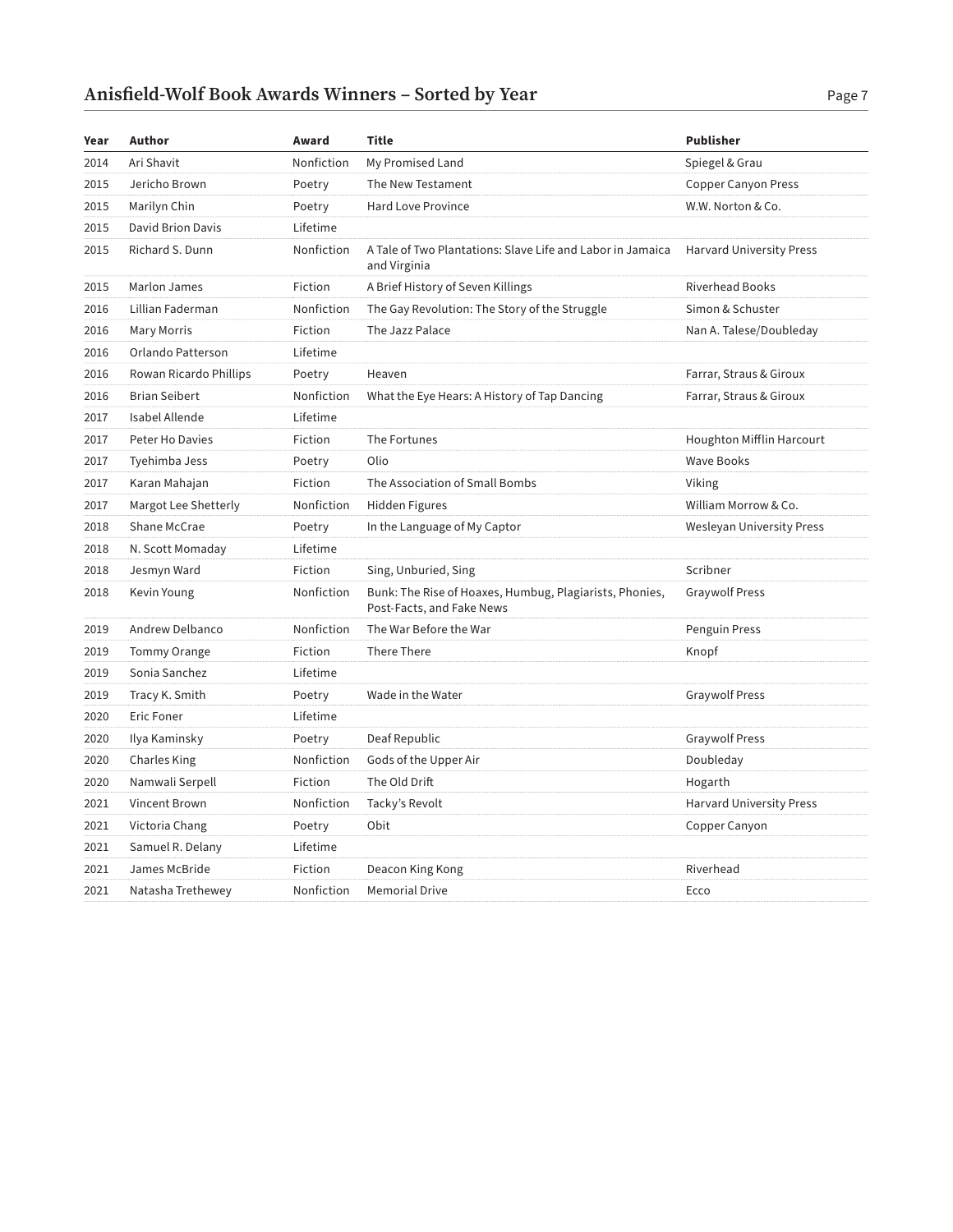| Year | Author | Award | Title | Publisher |
| --- | --- | --- | --- | --- |
| 2014 | Ari Shavit | Nonfiction | My Promised Land | Spiegel & Grau |
| 2015 | Jericho Brown | Poetry | The New Testament | Copper Canyon Press |
| 2015 | Marilyn Chin | Poetry | Hard Love Province | W.W. Norton & Co. |
| 2015 | David Brion Davis | Lifetime | | |
| 2015 | Richard S. Dunn | Nonfiction | A Tale of Two Plantations: Slave Life and Labor in Jamaica and Virginia | Harvard University Press |
| 2015 | Marlon James | Fiction | A Brief History of Seven Killings | Riverhead Books |
| 2016 | Lillian Faderman | Nonfiction | The Gay Revolution: The Story of the Struggle | Simon & Schuster |
| 2016 | Mary Morris | Fiction | The Jazz Palace | Nan A. Talese/Doubleday |
| 2016 | Orlando Patterson | Lifetime | | |
| 2016 | Rowan Ricardo Phillips | Poetry | Heaven | Farrar, Straus & Giroux |
| 2016 | Brian Seibert | Nonfiction | What the Eye Hears: A History of Tap Dancing | Farrar, Straus & Giroux |
| 2017 | Isabel Allende | Lifetime | | |
| 2017 | Peter Ho Davies | Fiction | The Fortunes | Houghton Mifflin Harcourt |
| 2017 | Tyehimba Jess | Poetry | Olio | Wave Books |
| 2017 | Karan Mahajan | Fiction | The Association of Small Bombs | Viking |
| 2017 | Margot Lee Shetterly | Nonfiction | Hidden Figures | William Morrow & Co. |
| 2018 | Shane McCrae | Poetry | In the Language of My Captor | Wesleyan University Press |
| 2018 | N. Scott Momaday | Lifetime | | |
| 2018 | Jesmyn Ward | Fiction | Sing, Unburied, Sing | Scribner |
| 2018 | Kevin Young | Nonfiction | Bunk: The Rise of Hoaxes, Humbug, Plagiarists, Phonies, Post-Facts, and Fake News | Graywolf Press |
| 2019 | Andrew Delbanco | Nonfiction | The War Before the War | Penguin Press |
| 2019 | Tommy Orange | Fiction | There There | Knopf |
| 2019 | Sonia Sanchez | Lifetime | | |
| 2019 | Tracy K. Smith | Poetry | Wade in the Water | Graywolf Press |
| 2020 | Eric Foner | Lifetime | | |
| 2020 | Ilya Kaminsky | Poetry | Deaf Republic | Graywolf Press |
| 2020 | Charles King | Nonfiction | Gods of the Upper Air | Doubleday |
| 2020 | Namwali Serpell | Fiction | The Old Drift | Hogarth |
| 2021 | Vincent Brown | Nonfiction | Tacky's Revolt | Harvard University Press |
| 2021 | Victoria Chang | Poetry | Obit | Copper Canyon |
| 2021 | Samuel R. Delany | Lifetime | | |
| 2021 | James McBride | Fiction | Deacon King Kong | Riverhead |
| 2021 | Natasha Trethewey | Nonfiction | Memorial Drive | Ecco |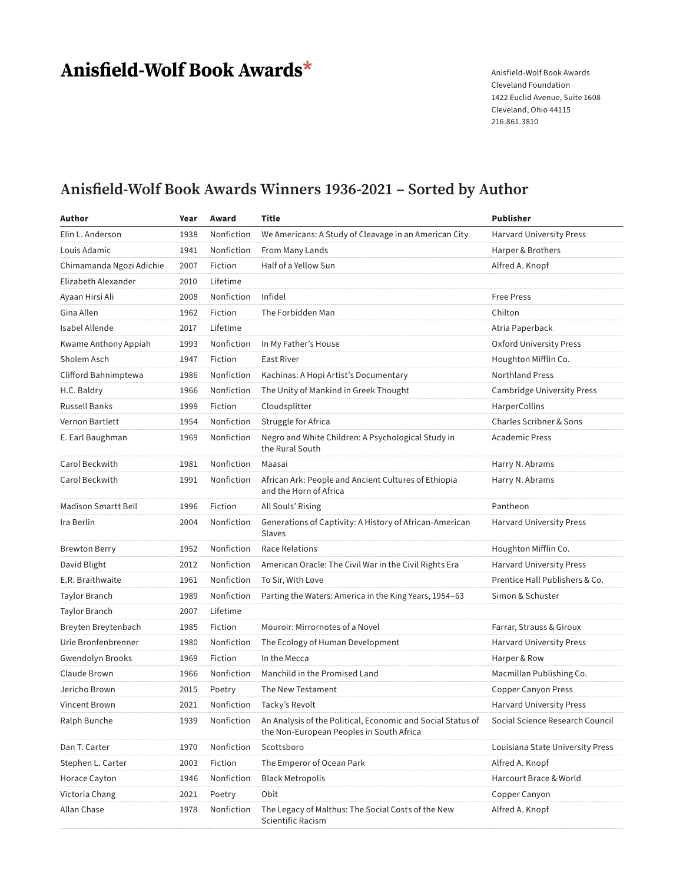# Anisfield-Wolf Book Awards*

Anisfield-Wolf Book Awards
Cleveland Foundation
1422 Euclid Avenue, Suite 1608
Cleveland, Ohio 44115
216.861.3810

## Anisfield-Wolf Book Awards Winners 1936-2021 – Sorted by Author

| Author | Year | Award | Title | Publisher |
|---|---|---|---|---|
| Elin L. Anderson | 1938 | Nonfiction | We Americans: A Study of Cleavage in an American City | Harvard University Press |
| Louis Adamic | 1941 | Nonfiction | From Many Lands | Harper & Brothers |
| Chimamanda Ngozi Adichie | 2007 | Fiction | Half of a Yellow Sun | Alfred A. Knopf |
| Elizabeth Alexander | 2010 | Lifetime | | |
| Ayaan Hirsi Ali | 2008 | Nonfiction | Infidel | Free Press |
| Gina Allen | 1962 | Fiction | The Forbidden Man | Chilton |
| Isabel Allende | 2017 | Lifetime | | Atria Paperback |
| Kwame Anthony Appiah | 1993 | Nonfiction | In My Father's House | Oxford University Press |
| Sholem Asch | 1947 | Fiction | East River | Houghton Mifflin Co. |
| Clifford Bahnimptewa | 1986 | Nonfiction | Kachinas: A Hopi Artist's Documentary | Northland Press |
| H.C. Baldry | 1966 | Nonfiction | The Unity of Mankind in Greek Thought | Cambridge University Press |
| Russell Banks | 1999 | Fiction | Cloudsplitter | HarperCollins |
| Vernon Bartlett | 1954 | Nonfiction | Struggle for Africa | Charles Scribner & Sons |
| E. Earl Baughman | 1969 | Nonfiction | Negro and White Children: A Psychological Study in the Rural South | Academic Press |
| Carol Beckwith | 1981 | Nonfiction | Maasai | Harry N. Abrams |
| Carol Beckwith | 1991 | Nonfiction | African Ark: People and Ancient Cultures of Ethiopia and the Horn of Africa | Harry N. Abrams |
| Madison Smartt Bell | 1996 | Fiction | All Souls' Rising | Pantheon |
| Ira Berlin | 2004 | Nonfiction | Generations of Captivity: A History of African-American Slaves | Harvard University Press |
| Brewton Berry | 1952 | Nonfiction | Race Relations | Houghton Mifflin Co. |
| David Blight | 2012 | Nonfiction | American Oracle: The Civil War in the Civil Rights Era | Harvard University Press |
| E.R. Braithwaite | 1961 | Nonfiction | To Sir, With Love | Prentice Hall Publishers & Co. |
| Taylor Branch | 1989 | Nonfiction | Parting the Waters: America in the King Years, 1954–63 | Simon & Schuster |
| Taylor Branch | 2007 | Lifetime | | |
| Breyten Breytenbach | 1985 | Fiction | Mouroir: Mirrornotes of a Novel | Farrar, Strauss & Giroux |
| Urie Bronfenbrenner | 1980 | Nonfiction | The Ecology of Human Development | Harvard University Press |
| Gwendolyn Brooks | 1969 | Fiction | In the Mecca | Harper & Row |
| Claude Brown | 1966 | Nonfiction | Manchild in the Promised Land | Macmillan Publishing Co. |
| Jericho Brown | 2015 | Poetry | The New Testament | Copper Canyon Press |
| Vincent Brown | 2021 | Nonfiction | Tacky's Revolt | Harvard University Press |
| Ralph Bunche | 1939 | Nonfiction | An Analysis of the Political, Economic and Social Status of the Non-European Peoples in South Africa | Social Science Research Council |
| Dan T. Carter | 1970 | Nonfiction | Scottsboro | Louisiana State University Press |
| Stephen L. Carter | 2003 | Fiction | The Emperor of Ocean Park | Alfred A. Knopf |
| Horace Cayton | 1946 | Nonfiction | Black Metropolis | Harcourt Brace & World |
| Victoria Chang | 2021 | Poetry | Obit | Copper Canyon |
| Allan Chase | 1978 | Nonfiction | The Legacy of Malthus: The Social Costs of the New Scientific Racism | Alfred A. Knopf |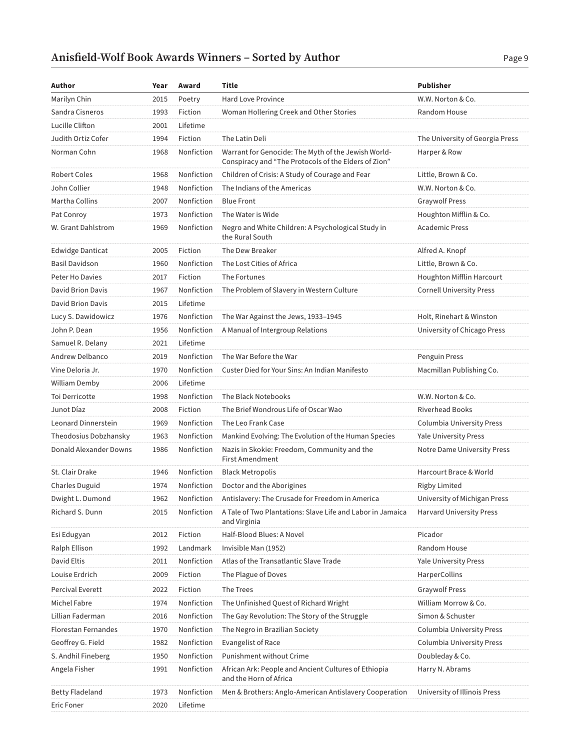## Anisfield-Wolf Book Awards Winners – Sorted by Author

| Author | Year | Award | Title | Publisher |
|---|---|---|---|---|
| Marilyn Chin | 2015 | Poetry | Hard Love Province | W.W. Norton & Co. |
| Sandra Cisneros | 1993 | Fiction | Woman Hollering Creek and Other Stories | Random House |
| Lucille Clifton | 2001 | Lifetime | | |
| Judith Ortiz Cofer | 1994 | Fiction | The Latin Deli | The University of Georgia Press |
| Norman Cohn | 1968 | Nonfiction | Warrant for Genocide: The Myth of the Jewish World-Conspiracy and "The Protocols of the Elders of Zion" | Harper & Row |
| Robert Coles | 1968 | Nonfiction | Children of Crisis: A Study of Courage and Fear | Little, Brown & Co. |
| John Collier | 1948 | Nonfiction | The Indians of the Americas | W.W. Norton & Co. |
| Martha Collins | 2007 | Nonfiction | Blue Front | Graywolf Press |
| Pat Conroy | 1973 | Nonfiction | The Water is Wide | Houghton Mifflin & Co. |
| W. Grant Dahlstrom | 1969 | Nonfiction | Negro and White Children: A Psychological Study in the Rural South | Academic Press |
| Edwidge Danticat | 2005 | Fiction | The Dew Breaker | Alfred A. Knopf |
| Basil Davidson | 1960 | Nonfiction | The Lost Cities of Africa | Little, Brown & Co. |
| Peter Ho Davies | 2017 | Fiction | The Fortunes | Houghton Mifflin Harcourt |
| David Brion Davis | 1967 | Nonfiction | The Problem of Slavery in Western Culture | Cornell University Press |
| David Brion Davis | 2015 | Lifetime | | |
| Lucy S. Dawidowicz | 1976 | Nonfiction | The War Against the Jews, 1933–1945 | Holt, Rinehart & Winston |
| John P. Dean | 1956 | Nonfiction | A Manual of Intergroup Relations | University of Chicago Press |
| Samuel R. Delany | 2021 | Lifetime | | |
| Andrew Delbanco | 2019 | Nonfiction | The War Before the War | Penguin Press |
| Vine Deloria Jr. | 1970 | Nonfiction | Custer Died for Your Sins: An Indian Manifesto | Macmillan Publishing Co. |
| William Demby | 2006 | Lifetime | | |
| Toi Derricotte | 1998 | Nonfiction | The Black Notebooks | W.W. Norton & Co. |
| Junot Díaz | 2008 | Fiction | The Brief Wondrous Life of Oscar Wao | Riverhead Books |
| Leonard Dinnerstein | 1969 | Nonfiction | The Leo Frank Case | Columbia University Press |
| Theodosius Dobzhansky | 1963 | Nonfiction | Mankind Evolving: The Evolution of the Human Species | Yale University Press |
| Donald Alexander Downs | 1986 | Nonfiction | Nazis in Skokie: Freedom, Community and the First Amendment | Notre Dame University Press |
| St. Clair Drake | 1946 | Nonfiction | Black Metropolis | Harcourt Brace & World |
| Charles Duguid | 1974 | Nonfiction | Doctor and the Aborigines | Rigby Limited |
| Dwight L. Dumond | 1962 | Nonfiction | Antislavery: The Crusade for Freedom in America | University of Michigan Press |
| Richard S. Dunn | 2015 | Nonfiction | A Tale of Two Plantations: Slave Life and Labor in Jamaica and Virginia | Harvard University Press |
| Esi Edugyan | 2012 | Fiction | Half-Blood Blues: A Novel | Picador |
| Ralph Ellison | 1992 | Landmark | Invisible Man (1952) | Random House |
| David Eltis | 2011 | Nonfiction | Atlas of the Transatlantic Slave Trade | Yale University Press |
| Louise Erdrich | 2009 | Fiction | The Plague of Doves | HarperCollins |
| Percival Everett | 2022 | Fiction | The Trees | Graywolf Press |
| Michel Fabre | 1974 | Nonfiction | The Unfinished Quest of Richard Wright | William Morrow & Co. |
| Lillian Faderman | 2016 | Nonfiction | The Gay Revolution: The Story of the Struggle | Simon & Schuster |
| Florestan Fernandes | 1970 | Nonfiction | The Negro in Brazilian Society | Columbia University Press |
| Geoffrey G. Field | 1982 | Nonfiction | Evangelist of Race | Columbia University Press |
| S. Andhil Fineberg | 1950 | Nonfiction | Punishment without Crime | Doubleday & Co. |
| Angela Fisher | 1991 | Nonfiction | African Ark: People and Ancient Cultures of Ethiopia and the Horn of Africa | Harry N. Abrams |
| Betty Fladeland | 1973 | Nonfiction | Men & Brothers: Anglo-American Antislavery Cooperation | University of Illinois Press |
| Eric Foner | 2020 | Lifetime | | |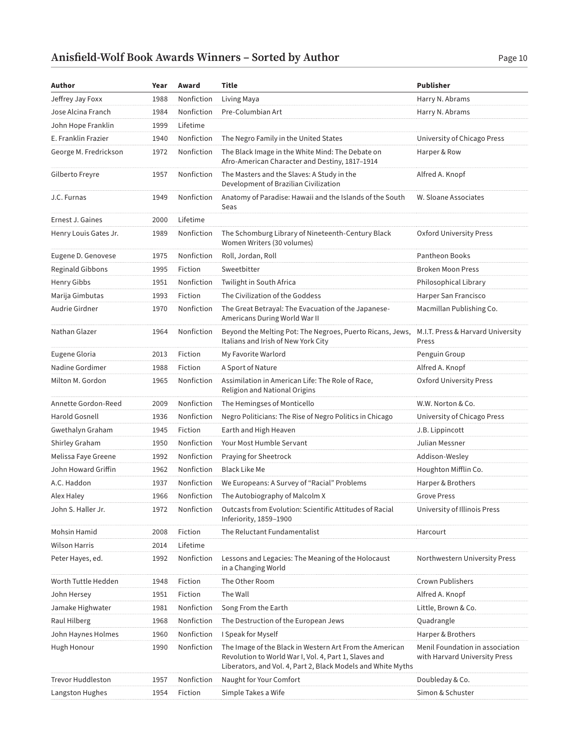## Anisfield-Wolf Book Awards Winners – Sorted by Author

| Author | Year | Award | Title | Publisher |
|---|---|---|---|---|
| Jeffrey Jay Foxx | 1988 | Nonfiction | Living Maya | Harry N. Abrams |
| Jose Alcina Franch | 1984 | Nonfiction | Pre-Columbian Art | Harry N. Abrams |
| John Hope Franklin | 1999 | Lifetime | | |
| E. Franklin Frazier | 1940 | Nonfiction | The Negro Family in the United States | University of Chicago Press |
| George M. Fredrickson | 1972 | Nonfiction | The Black Image in the White Mind: The Debate on Afro-American Character and Destiny, 1817–1914 | Harper & Row |
| Gilberto Freyre | 1957 | Nonfiction | The Masters and the Slaves: A Study in the Development of Brazilian Civilization | Alfred A. Knopf |
| J.C. Furnas | 1949 | Nonfiction | Anatomy of Paradise: Hawaii and the Islands of the South Seas | W. Sloane Associates |
| Ernest J. Gaines | 2000 | Lifetime | | |
| Henry Louis Gates Jr. | 1989 | Nonfiction | The Schomburg Library of Nineteenth-Century Black Women Writers (30 volumes) | Oxford University Press |
| Eugene D. Genovese | 1975 | Nonfiction | Roll, Jordan, Roll | Pantheon Books |
| Reginald Gibbons | 1995 | Fiction | Sweetbitter | Broken Moon Press |
| Henry Gibbs | 1951 | Nonfiction | Twilight in South Africa | Philosophical Library |
| Marija Gimbutas | 1993 | Fiction | The Civilization of the Goddess | Harper San Francisco |
| Audrie Girdner | 1970 | Nonfiction | The Great Betrayal: The Evacuation of the Japanese-Americans During World War II | Macmillan Publishing Co. |
| Nathan Glazer | 1964 | Nonfiction | Beyond the Melting Pot: The Negroes, Puerto Ricans, Jews, Italians and Irish of New York City | M.I.T. Press & Harvard University Press |
| Eugene Gloria | 2013 | Fiction | My Favorite Warlord | Penguin Group |
| Nadine Gordimer | 1988 | Fiction | A Sport of Nature | Alfred A. Knopf |
| Milton M. Gordon | 1965 | Nonfiction | Assimilation in American Life: The Role of Race, Religion and National Origins | Oxford University Press |
| Annette Gordon-Reed | 2009 | Nonfiction | The Hemingses of Monticello | W.W. Norton & Co. |
| Harold Gosnell | 1936 | Nonfiction | Negro Politicians: The Rise of Negro Politics in Chicago | University of Chicago Press |
| Gwethalyn Graham | 1945 | Fiction | Earth and High Heaven | J.B. Lippincott |
| Shirley Graham | 1950 | Nonfiction | Your Most Humble Servant | Julian Messner |
| Melissa Faye Greene | 1992 | Nonfiction | Praying for Sheetrock | Addison-Wesley |
| John Howard Griffin | 1962 | Nonfiction | Black Like Me | Houghton Mifflin Co. |
| A.C. Haddon | 1937 | Nonfiction | We Europeans: A Survey of "Racial" Problems | Harper & Brothers |
| Alex Haley | 1966 | Nonfiction | The Autobiography of Malcolm X | Grove Press |
| John S. Haller Jr. | 1972 | Nonfiction | Outcasts from Evolution: Scientific Attitudes of Racial Inferiority, 1859–1900 | University of Illinois Press |
| Mohsin Hamid | 2008 | Fiction | The Reluctant Fundamentalist | Harcourt |
| Wilson Harris | 2014 | Lifetime | | |
| Peter Hayes, ed. | 1992 | Nonfiction | Lessons and Legacies: The Meaning of the Holocaust in a Changing World | Northwestern University Press |
| Worth Tuttle Hedden | 1948 | Fiction | The Other Room | Crown Publishers |
| John Hersey | 1951 | Fiction | The Wall | Alfred A. Knopf |
| Jamake Highwater | 1981 | Nonfiction | Song From the Earth | Little, Brown & Co. |
| Raul Hilberg | 1968 | Nonfiction | The Destruction of the European Jews | Quadrangle |
| John Haynes Holmes | 1960 | Nonfiction | I Speak for Myself | Harper & Brothers |
| Hugh Honour | 1990 | Nonfiction | The Image of the Black in Western Art From the American Revolution to World War I, Vol. 4, Part 1, Slaves and Liberators, and Vol. 4, Part 2, Black Models and White Myths | Menil Foundation in association with Harvard University Press |
| Trevor Huddleston | 1957 | Nonfiction | Naught for Your Comfort | Doubleday & Co. |
| Langston Hughes | 1954 | Fiction | Simple Takes a Wife | Simon & Schuster |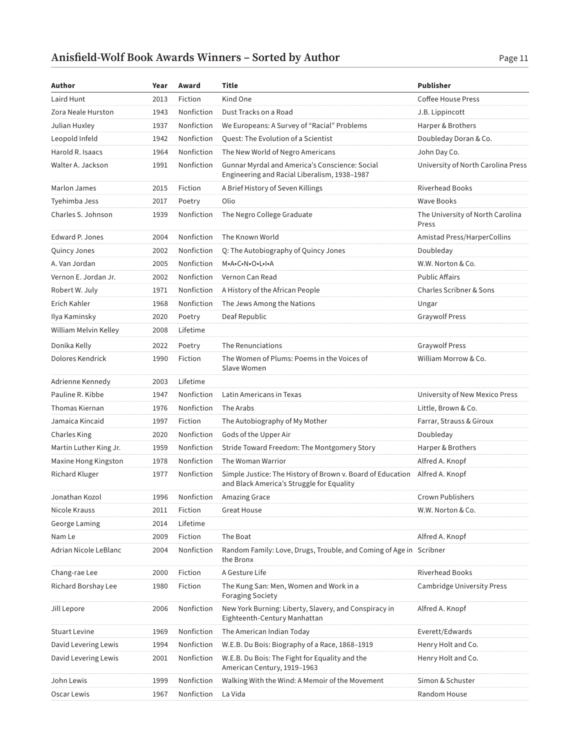| Author | Year | Award | Title | Publisher |
|---|---|---|---|---|
| Laird Hunt | 2013 | Fiction | Kind One | Coffee House Press |
| Zora Neale Hurston | 1943 | Nonfiction | Dust Tracks on a Road | J.B. Lippincott |
| Julian Huxley | 1937 | Nonfiction | We Europeans: A Survey of "Racial" Problems | Harper & Brothers |
| Leopold Infeld | 1942 | Nonfiction | Quest: The Evolution of a Scientist | Doubleday Doran & Co. |
| Harold R. Isaacs | 1964 | Nonfiction | The New World of Negro Americans | John Day Co. |
| Walter A. Jackson | 1991 | Nonfiction | Gunnar Myrdal and America's Conscience: Social Engineering and Racial Liberalism, 1938–1987 | University of North Carolina Press |
| Marlon James | 2015 | Fiction | A Brief History of Seven Killings | Riverhead Books |
| Tyehimba Jess | 2017 | Poetry | Olio | Wave Books |
| Charles S. Johnson | 1939 | Nonfiction | The Negro College Graduate | The University of North Carolina Press |
| Edward P. Jones | 2004 | Nonfiction | The Known World | Amistad Press/HarperCollins |
| Quincy Jones | 2002 | Nonfiction | Q: The Autobiography of Quincy Jones | Doubleday |
| A. Van Jordan | 2005 | Nonfiction | M•A•C•N•O•L•I•A | W.W. Norton & Co. |
| Vernon E. Jordan Jr. | 2002 | Nonfiction | Vernon Can Read | Public Affairs |
| Robert W. July | 1971 | Nonfiction | A History of the African People | Charles Scribner & Sons |
| Erich Kahler | 1968 | Nonfiction | The Jews Among the Nations | Ungar |
| Ilya Kaminsky | 2020 | Poetry | Deaf Republic | Graywolf Press |
| William Melvin Kelley | 2008 | Lifetime | | |
| Donika Kelly | 2022 | Poetry | The Renunciations | Graywolf Press |
| Dolores Kendrick | 1990 | Fiction | The Women of Plums: Poems in the Voices of Slave Women | William Morrow & Co. |
| Adrienne Kennedy | 2003 | Lifetime | | |
| Pauline R. Kibbe | 1947 | Nonfiction | Latin Americans in Texas | University of New Mexico Press |
| Thomas Kiernan | 1976 | Nonfiction | The Arabs | Little, Brown & Co. |
| Jamaica Kincaid | 1997 | Fiction | The Autobiography of My Mother | Farrar, Strauss & Giroux |
| Charles King | 2020 | Nonfiction | Gods of the Upper Air | Doubleday |
| Martin Luther King Jr. | 1959 | Nonfiction | Stride Toward Freedom: The Montgomery Story | Harper & Brothers |
| Maxine Hong Kingston | 1978 | Nonfiction | The Woman Warrior | Alfred A. Knopf |
| Richard Kluger | 1977 | Nonfiction | Simple Justice: The History of Brown v. Board of Education and Black America's Struggle for Equality | Alfred A. Knopf |
| Jonathan Kozol | 1996 | Nonfiction | Amazing Grace | Crown Publishers |
| Nicole Krauss | 2011 | Fiction | Great House | W.W. Norton & Co. |
| George Laming | 2014 | Lifetime | | |
| Nam Le | 2009 | Fiction | The Boat | Alfred A. Knopf |
| Adrian Nicole LeBlanc | 2004 | Nonfiction | Random Family: Love, Drugs, Trouble, and Coming of Age in the Bronx | Scribner |
| Chang-rae Lee | 2000 | Fiction | A Gesture Life | Riverhead Books |
| Richard Borshay Lee | 1980 | Fiction | The Kung San: Men, Women and Work in a Foraging Society | Cambridge University Press |
| Jill Lepore | 2006 | Nonfiction | New York Burning: Liberty, Slavery, and Conspiracy in Eighteenth-Century Manhattan | Alfred A. Knopf |
| Stuart Levine | 1969 | Nonfiction | The American Indian Today | Everett/Edwards |
| David Levering Lewis | 1994 | Nonfiction | W.E.B. Du Bois: Biography of a Race, 1868–1919 | Henry Holt and Co. |
| David Levering Lewis | 2001 | Nonfiction | W.E.B. Du Bois: The Fight for Equality and the American Century, 1919–1963 | Henry Holt and Co. |
| John Lewis | 1999 | Nonfiction | Walking With the Wind: A Memoir of the Movement | Simon & Schuster |
| Oscar Lewis | 1967 | Nonfiction | La Vida | Random House |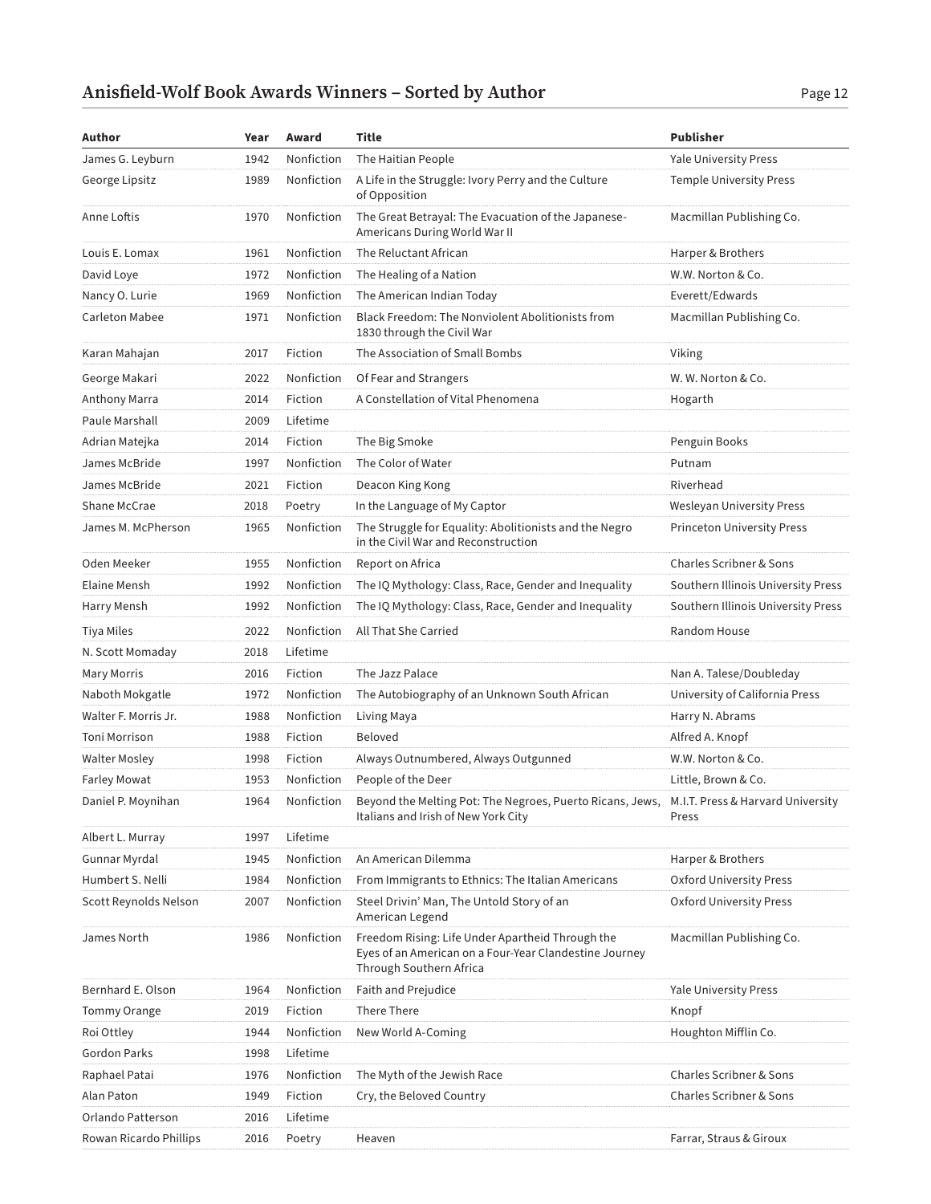## Anisfield-Wolf Book Awards Winners – Sorted by Author

| Author | Year | Award | Title | Publisher |
|---|---|---|---|---|
| James G. Leyburn | 1942 | Nonfiction | The Haitian People | Yale University Press |
| George Lipsitz | 1989 | Nonfiction | A Life in the Struggle: Ivory Perry and the Culture of Opposition | Temple University Press |
| Anne Loftis | 1970 | Nonfiction | The Great Betrayal: The Evacuation of the Japanese-Americans During World War II | Macmillan Publishing Co. |
| Louis E. Lomax | 1961 | Nonfiction | The Reluctant African | Harper & Brothers |
| David Loye | 1972 | Nonfiction | The Healing of a Nation | W.W. Norton & Co. |
| Nancy O. Lurie | 1969 | Nonfiction | The American Indian Today | Everett/Edwards |
| Carleton Mabee | 1971 | Nonfiction | Black Freedom: The Nonviolent Abolitionists from 1830 through the Civil War | Macmillan Publishing Co. |
| Karan Mahajan | 2017 | Fiction | The Association of Small Bombs | Viking |
| George Makari | 2022 | Nonfiction | Of Fear and Strangers | W. W. Norton & Co. |
| Anthony Marra | 2014 | Fiction | A Constellation of Vital Phenomena | Hogarth |
| Paule Marshall | 2009 | Lifetime | | |
| Adrian Matejka | 2014 | Fiction | The Big Smoke | Penguin Books |
| James McBride | 1997 | Nonfiction | The Color of Water | Putnam |
| James McBride | 2021 | Fiction | Deacon King Kong | Riverhead |
| Shane McCrae | 2018 | Poetry | In the Language of My Captor | Wesleyan University Press |
| James M. McPherson | 1965 | Nonfiction | The Struggle for Equality: Abolitionists and the Negro in the Civil War and Reconstruction | Princeton University Press |
| Oden Meeker | 1955 | Nonfiction | Report on Africa | Charles Scribner & Sons |
| Elaine Mensh | 1992 | Nonfiction | The IQ Mythology: Class, Race, Gender and Inequality | Southern Illinois University Press |
| Harry Mensh | 1992 | Nonfiction | The IQ Mythology: Class, Race, Gender and Inequality | Southern Illinois University Press |
| Tiya Miles | 2022 | Nonfiction | All That She Carried | Random House |
| N. Scott Momaday | 2018 | Lifetime | | |
| Mary Morris | 2016 | Fiction | The Jazz Palace | Nan A. Talese/Doubleday |
| Naboth Mokgatle | 1972 | Nonfiction | The Autobiography of an Unknown South African | University of California Press |
| Walter F. Morris Jr. | 1988 | Nonfiction | Living Maya | Harry N. Abrams |
| Toni Morrison | 1988 | Fiction | Beloved | Alfred A. Knopf |
| Walter Mosley | 1998 | Fiction | Always Outnumbered, Always Outgunned | W.W. Norton & Co. |
| Farley Mowat | 1953 | Nonfiction | People of the Deer | Little, Brown & Co. |
| Daniel P. Moynihan | 1964 | Nonfiction | Beyond the Melting Pot: The Negroes, Puerto Ricans, Jews, Italians and Irish of New York City | M.I.T. Press & Harvard University Press |
| Albert L. Murray | 1997 | Lifetime | | |
| Gunnar Myrdal | 1945 | Nonfiction | An American Dilemma | Harper & Brothers |
| Humbert S. Nelli | 1984 | Nonfiction | From Immigrants to Ethnics: The Italian Americans | Oxford University Press |
| Scott Reynolds Nelson | 2007 | Nonfiction | Steel Drivin' Man, The Untold Story of an American Legend | Oxford University Press |
| James North | 1986 | Nonfiction | Freedom Rising: Life Under Apartheid Through the Eyes of an American on a Four-Year Clandestine Journey Through Southern Africa | Macmillan Publishing Co. |
| Bernhard E. Olson | 1964 | Nonfiction | Faith and Prejudice | Yale University Press |
| Tommy Orange | 2019 | Fiction | There There | Knopf |
| Roi Ottley | 1944 | Nonfiction | New World A-Coming | Houghton Mifflin Co. |
| Gordon Parks | 1998 | Lifetime | | |
| Raphael Patai | 1976 | Nonfiction | The Myth of the Jewish Race | Charles Scribner & Sons |
| Alan Paton | 1949 | Fiction | Cry, the Beloved Country | Charles Scribner & Sons |
| Orlando Patterson | 2016 | Lifetime | | |
| Rowan Ricardo Phillips | 2016 | Poetry | Heaven | Farrar, Straus & Giroux |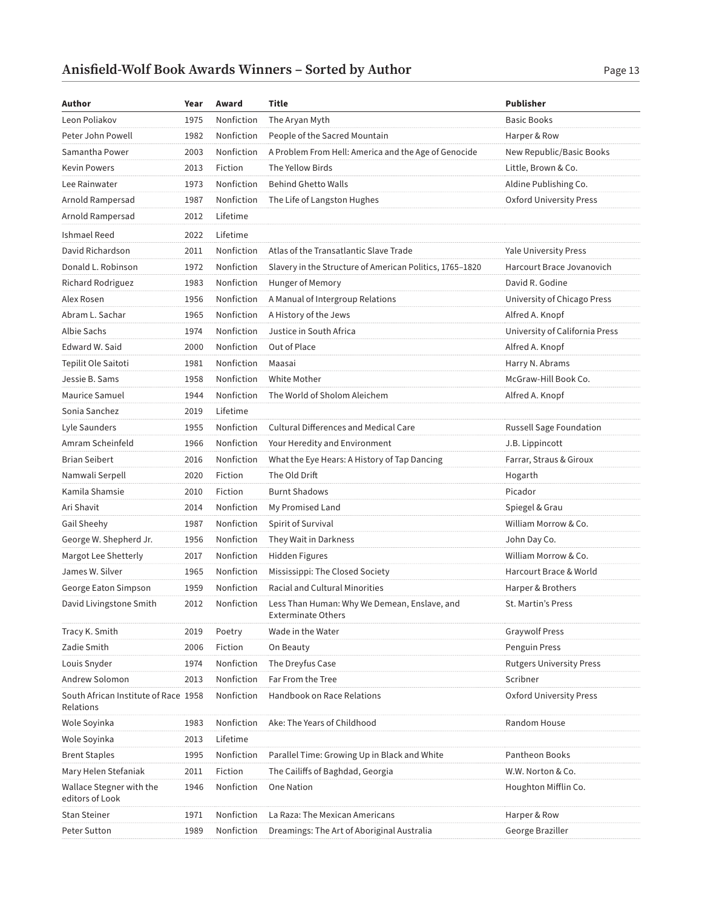| Author | Year | Award | Title | Publisher |
|---|---|---|---|---|
| Leon Poliakov | 1975 | Nonfiction | The Aryan Myth | Basic Books |
| Peter John Powell | 1982 | Nonfiction | People of the Sacred Mountain | Harper & Row |
| Samantha Power | 2003 | Nonfiction | A Problem From Hell: America and the Age of Genocide | New Republic/Basic Books |
| Kevin Powers | 2013 | Fiction | The Yellow Birds | Little, Brown & Co. |
| Lee Rainwater | 1973 | Nonfiction | Behind Ghetto Walls | Aldine Publishing Co. |
| Arnold Rampersad | 1987 | Nonfiction | The Life of Langston Hughes | Oxford University Press |
| Arnold Rampersad | 2012 | Lifetime | | |
| Ishmael Reed | 2022 | Lifetime | | |
| David Richardson | 2011 | Nonfiction | Atlas of the Transatlantic Slave Trade | Yale University Press |
| Donald L. Robinson | 1972 | Nonfiction | Slavery in the Structure of American Politics, 1765–1820 | Harcourt Brace Jovanovich |
| Richard Rodriguez | 1983 | Nonfiction | Hunger of Memory | David R. Godine |
| Alex Rosen | 1956 | Nonfiction | A Manual of Intergroup Relations | University of Chicago Press |
| Abram L. Sachar | 1965 | Nonfiction | A History of the Jews | Alfred A. Knopf |
| Albie Sachs | 1974 | Nonfiction | Justice in South Africa | University of California Press |
| Edward W. Said | 2000 | Nonfiction | Out of Place | Alfred A. Knopf |
| Tepilit Ole Saitoti | 1981 | Nonfiction | Maasai | Harry N. Abrams |
| Jessie B. Sams | 1958 | Nonfiction | White Mother | McGraw-Hill Book Co. |
| Maurice Samuel | 1944 | Nonfiction | The World of Sholom Aleichem | Alfred A. Knopf |
| Sonia Sanchez | 2019 | Lifetime | | |
| Lyle Saunders | 1955 | Nonfiction | Cultural Differences and Medical Care | Russell Sage Foundation |
| Amram Scheinfeld | 1966 | Nonfiction | Your Heredity and Environment | J.B. Lippincott |
| Brian Seibert | 2016 | Nonfiction | What the Eye Hears: A History of Tap Dancing | Farrar, Straus & Giroux |
| Namwali Serpell | 2020 | Fiction | The Old Drift | Hogarth |
| Kamila Shamsie | 2010 | Fiction | Burnt Shadows | Picador |
| Ari Shavit | 2014 | Nonfiction | My Promised Land | Spiegel & Grau |
| Gail Sheehy | 1987 | Nonfiction | Spirit of Survival | William Morrow & Co. |
| George W. Shepherd Jr. | 1956 | Nonfiction | They Wait in Darkness | John Day Co. |
| Margot Lee Shetterly | 2017 | Nonfiction | Hidden Figures | William Morrow & Co. |
| James W. Silver | 1965 | Nonfiction | Mississippi: The Closed Society | Harcourt Brace & World |
| George Eaton Simpson | 1959 | Nonfiction | Racial and Cultural Minorities | Harper & Brothers |
| David Livingstone Smith | 2012 | Nonfiction | Less Than Human: Why We Demean, Enslave, and Exterminate Others | St. Martin's Press |
| Tracy K. Smith | 2019 | Poetry | Wade in the Water | Graywolf Press |
| Zadie Smith | 2006 | Fiction | On Beauty | Penguin Press |
| Louis Snyder | 1974 | Nonfiction | The Dreyfus Case | Rutgers University Press |
| Andrew Solomon | 2013 | Nonfiction | Far From the Tree | Scribner |
| South African Institute of Race Relations | 1958 | Nonfiction | Handbook on Race Relations | Oxford University Press |
| Wole Soyinka | 1983 | Nonfiction | Ake: The Years of Childhood | Random House |
| Wole Soyinka | 2013 | Lifetime | | |
| Brent Staples | 1995 | Nonfiction | Parallel Time: Growing Up in Black and White | Pantheon Books |
| Mary Helen Stefaniak | 2011 | Fiction | The Cailiffs of Baghdad, Georgia | W.W. Norton & Co. |
| Wallace Stegner with the editors of Look | 1946 | Nonfiction | One Nation | Houghton Mifflin Co. |
| Stan Steiner | 1971 | Nonfiction | La Raza: The Mexican Americans | Harper & Row |
| Peter Sutton | 1989 | Nonfiction | Dreamings: The Art of Aboriginal Australia | George Braziller |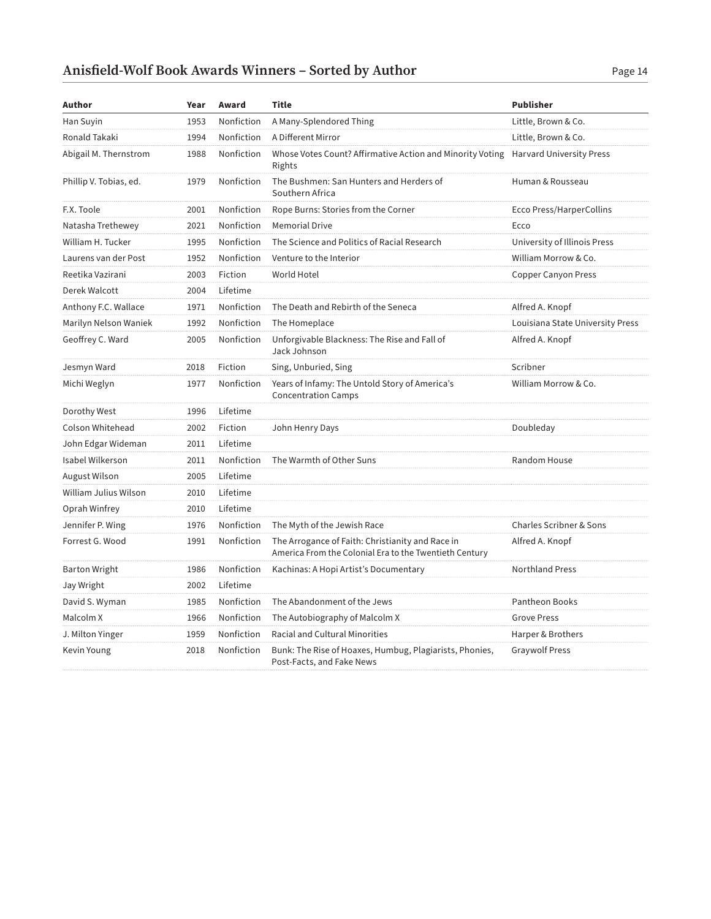# Anisfield-Wolf Book Awards Winners – Sorted by Author

| Author | Year | Award | Title | Publisher |
|---|---|---|---|---|
| Han Suyin | 1953 | Nonfiction | A Many-Splendored Thing | Little, Brown & Co. |
| Ronald Takaki | 1994 | Nonfiction | A Different Mirror | Little, Brown & Co. |
| Abigail M. Thernstrom | 1988 | Nonfiction | Whose Votes Count? Affirmative Action and Minority Voting Rights | Harvard University Press |
| Phillip V. Tobias, ed. | 1979 | Nonfiction | The Bushmen: San Hunters and Herders of Southern Africa | Human & Rousseau |
| F.X. Toole | 2001 | Nonfiction | Rope Burns: Stories from the Corner | Ecco Press/HarperCollins |
| Natasha Trethewey | 2021 | Nonfiction | Memorial Drive | Ecco |
| William H. Tucker | 1995 | Nonfiction | The Science and Politics of Racial Research | University of Illinois Press |
| Laurens van der Post | 1952 | Nonfiction | Venture to the Interior | William Morrow & Co. |
| Reetika Vazirani | 2003 | Fiction | World Hotel | Copper Canyon Press |
| Derek Walcott | 2004 | Lifetime | | |
| Anthony F.C. Wallace | 1971 | Nonfiction | The Death and Rebirth of the Seneca | Alfred A. Knopf |
| Marilyn Nelson Waniek | 1992 | Nonfiction | The Homeplace | Louisiana State University Press |
| Geoffrey C. Ward | 2005 | Nonfiction | Unforgivable Blackness: The Rise and Fall of Jack Johnson | Alfred A. Knopf |
| Jesmyn Ward | 2018 | Fiction | Sing, Unburied, Sing | Scribner |
| Michi Weglyn | 1977 | Nonfiction | Years of Infamy: The Untold Story of America's Concentration Camps | William Morrow & Co. |
| Dorothy West | 1996 | Lifetime | | |
| Colson Whitehead | 2002 | Fiction | John Henry Days | Doubleday |
| John Edgar Wideman | 2011 | Lifetime | | |
| Isabel Wilkerson | 2011 | Nonfiction | The Warmth of Other Suns | Random House |
| August Wilson | 2005 | Lifetime | | |
| William Julius Wilson | 2010 | Lifetime | | |
| Oprah Winfrey | 2010 | Lifetime | | |
| Jennifer P. Wing | 1976 | Nonfiction | The Myth of the Jewish Race | Charles Scribner & Sons |
| Forrest G. Wood | 1991 | Nonfiction | The Arrogance of Faith: Christianity and Race in America From the Colonial Era to the Twentieth Century | Alfred A. Knopf |
| Barton Wright | 1986 | Nonfiction | Kachinas: A Hopi Artist's Documentary | Northland Press |
| Jay Wright | 2002 | Lifetime | | |
| David S. Wyman | 1985 | Nonfiction | The Abandonment of the Jews | Pantheon Books |
| Malcolm X | 1966 | Nonfiction | The Autobiography of Malcolm X | Grove Press |
| J. Milton Yinger | 1959 | Nonfiction | Racial and Cultural Minorities | Harper & Brothers |
| Kevin Young | 2018 | Nonfiction | Bunk: The Rise of Hoaxes, Humbug, Plagiarists, Phonies, Post-Facts, and Fake News | Graywolf Press |